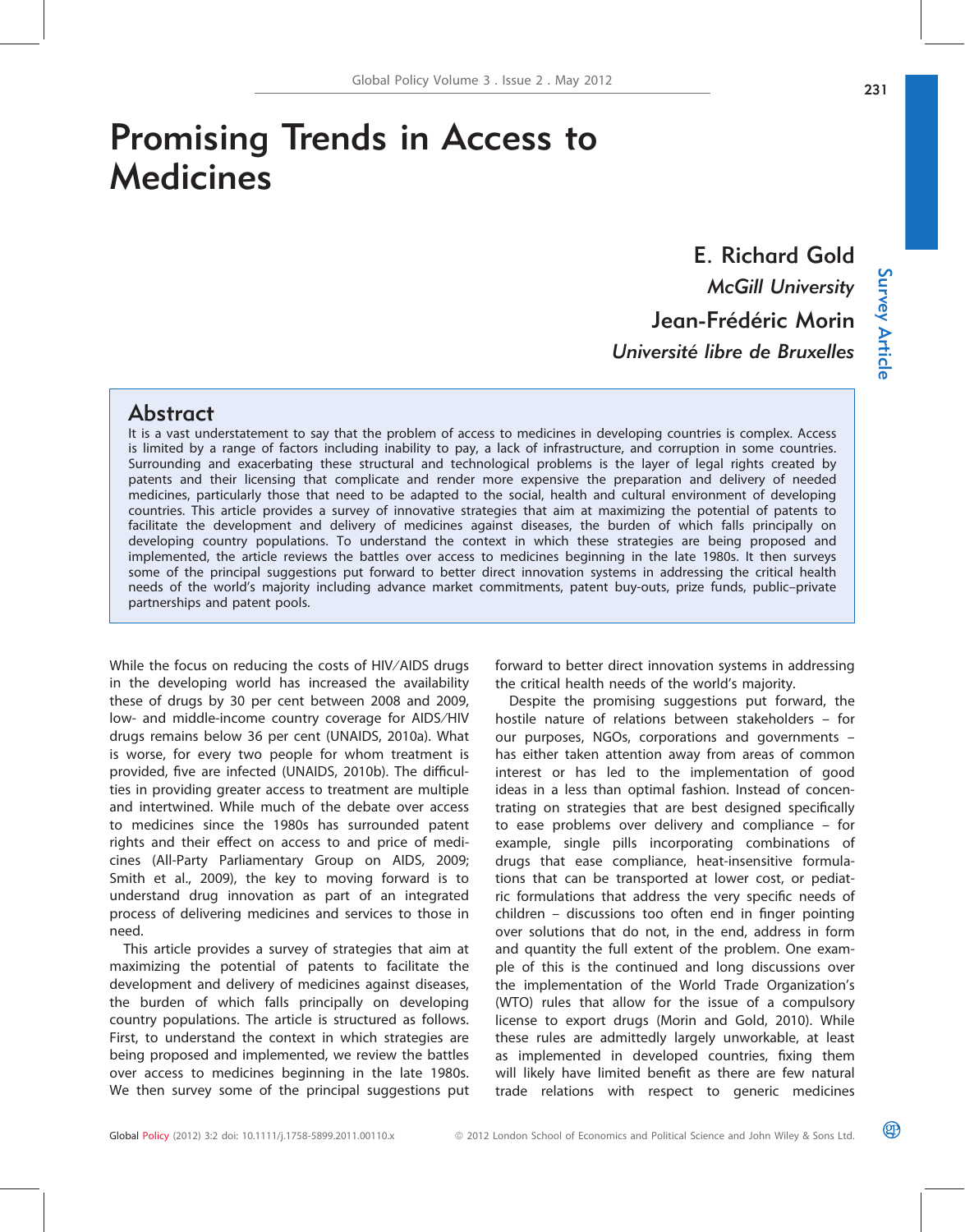# Promising Trends in Access to Medicines

**E. Richard Gold**
*McGill University*

**Jean-Frédéric Morin**
*Université libre de Bruxelles*

Survey Article

## Abstract

It is a vast understatement to say that the problem of access to medicines in developing countries is complex. Access is limited by a range of factors including inability to pay, a lack of infrastructure, and corruption in some countries. Surrounding and exacerbating these structural and technological problems is the layer of legal rights created by patents and their licensing that complicate and render more expensive the preparation and delivery of needed medicines, particularly those that need to be adapted to the social, health and cultural environment of developing countries. This article provides a survey of innovative strategies that aim at maximizing the potential of patents to facilitate the development and delivery of medicines against diseases, the burden of which falls principally on developing country populations. To understand the context in which these strategies are being proposed and implemented, the article reviews the battles over access to medicines beginning in the late 1980s. It then surveys some of the principal suggestions put forward to better direct innovation systems in addressing the critical health needs of the world's majority including advance market commitments, patent buy-outs, prize funds, public–private partnerships and patent pools.

While the focus on reducing the costs of HIV/AIDS drugs in the developing world has increased the availability these of drugs by 30 per cent between 2008 and 2009, low- and middle-income country coverage for AIDS/HIV drugs remains below 36 per cent (UNAIDS, 2010a). What is worse, for every two people for whom treatment is provided, five are infected (UNAIDS, 2010b). The difficulties in providing greater access to treatment are multiple and intertwined. While much of the debate over access to medicines since the 1980s has surrounded patent rights and their effect on access to and price of medicines (All-Party Parliamentary Group on AIDS, 2009; Smith et al., 2009), the key to moving forward is to understand drug innovation as part of an integrated process of delivering medicines and services to those in need.

This article provides a survey of strategies that aim at maximizing the potential of patents to facilitate the development and delivery of medicines against diseases, the burden of which falls principally on developing country populations. The article is structured as follows. First, to understand the context in which strategies are being proposed and implemented, we review the battles over access to medicines beginning in the late 1980s. We then survey some of the principal suggestions put forward to better direct innovation systems in addressing the critical health needs of the world's majority.

Despite the promising suggestions put forward, the hostile nature of relations between stakeholders – for our purposes, NGOs, corporations and governments – has either taken attention away from areas of common interest or has led to the implementation of good ideas in a less than optimal fashion. Instead of concentrating on strategies that are best designed specifically to ease problems over delivery and compliance – for example, single pills incorporating combinations of drugs that ease compliance, heat-insensitive formulations that can be transported at lower cost, or pediatric formulations that address the very specific needs of children – discussions too often end in finger pointing over solutions that do not, in the end, address in form and quantity the full extent of the problem. One example of this is the continued and long discussions over the implementation of the World Trade Organization's (WTO) rules that allow for the issue of a compulsory license to export drugs (Morin and Gold, 2010). While these rules are admittedly largely unworkable, at least as implemented in developed countries, fixing them will likely have limited benefit as there are few natural trade relations with respect to generic medicines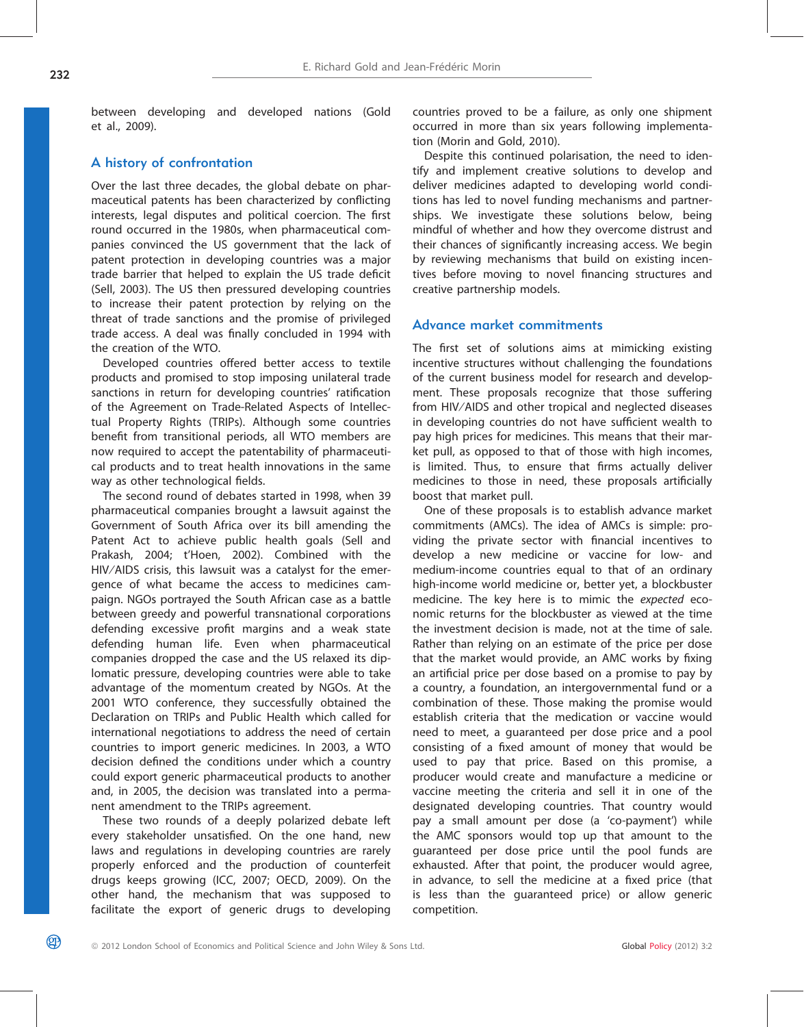between developing and developed nations (Gold et al., 2009).

## A history of confrontation

Over the last three decades, the global debate on pharmaceutical patents has been characterized by conflicting interests, legal disputes and political coercion. The first round occurred in the 1980s, when pharmaceutical companies convinced the US government that the lack of patent protection in developing countries was a major trade barrier that helped to explain the US trade deficit (Sell, 2003). The US then pressured developing countries to increase their patent protection by relying on the threat of trade sanctions and the promise of privileged trade access. A deal was finally concluded in 1994 with the creation of the WTO.

Developed countries offered better access to textile products and promised to stop imposing unilateral trade sanctions in return for developing countries' ratification of the Agreement on Trade-Related Aspects of Intellectual Property Rights (TRIPs). Although some countries benefit from transitional periods, all WTO members are now required to accept the patentability of pharmaceutical products and to treat health innovations in the same way as other technological fields.

The second round of debates started in 1998, when 39 pharmaceutical companies brought a lawsuit against the Government of South Africa over its bill amending the Patent Act to achieve public health goals (Sell and Prakash, 2004; t'Hoen, 2002). Combined with the HIV/AIDS crisis, this lawsuit was a catalyst for the emergence of what became the access to medicines campaign. NGOs portrayed the South African case as a battle between greedy and powerful transnational corporations defending excessive profit margins and a weak state defending human life. Even when pharmaceutical companies dropped the case and the US relaxed its diplomatic pressure, developing countries were able to take advantage of the momentum created by NGOs. At the 2001 WTO conference, they successfully obtained the Declaration on TRIPs and Public Health which called for international negotiations to address the need of certain countries to import generic medicines. In 2003, a WTO decision defined the conditions under which a country could export generic pharmaceutical products to another and, in 2005, the decision was translated into a permanent amendment to the TRIPs agreement.

These two rounds of a deeply polarized debate left every stakeholder unsatisfied. On the one hand, new laws and regulations in developing countries are rarely properly enforced and the production of counterfeit drugs keeps growing (ICC, 2007; OECD, 2009). On the other hand, the mechanism that was supposed to facilitate the export of generic drugs to developing countries proved to be a failure, as only one shipment occurred in more than six years following implementation (Morin and Gold, 2010).

Despite this continued polarisation, the need to identify and implement creative solutions to develop and deliver medicines adapted to developing world conditions has led to novel funding mechanisms and partnerships. We investigate these solutions below, being mindful of whether and how they overcome distrust and their chances of significantly increasing access. We begin by reviewing mechanisms that build on existing incentives before moving to novel financing structures and creative partnership models.

## Advance market commitments

The first set of solutions aims at mimicking existing incentive structures without challenging the foundations of the current business model for research and development. These proposals recognize that those suffering from HIV/AIDS and other tropical and neglected diseases in developing countries do not have sufficient wealth to pay high prices for medicines. This means that their market pull, as opposed to that of those with high incomes, is limited. Thus, to ensure that firms actually deliver medicines to those in need, these proposals artificially boost that market pull.

One of these proposals is to establish advance market commitments (AMCs). The idea of AMCs is simple: providing the private sector with financial incentives to develop a new medicine or vaccine for low- and medium-income countries equal to that of an ordinary high-income world medicine or, better yet, a blockbuster medicine. The key here is to mimic the *expected* economic returns for the blockbuster as viewed at the time the investment decision is made, not at the time of sale. Rather than relying on an estimate of the price per dose that the market would provide, an AMC works by fixing an artificial price per dose based on a promise to pay by a country, a foundation, an intergovernmental fund or a combination of these. Those making the promise would establish criteria that the medication or vaccine would need to meet, a guaranteed per dose price and a pool consisting of a fixed amount of money that would be used to pay that price. Based on this promise, a producer would create and manufacture a medicine or vaccine meeting the criteria and sell it in one of the designated developing countries. That country would pay a small amount per dose (a 'co-payment') while the AMC sponsors would top up that amount to the guaranteed per dose price until the pool funds are exhausted. After that point, the producer would agree, in advance, to sell the medicine at a fixed price (that is less than the guaranteed price) or allow generic competition.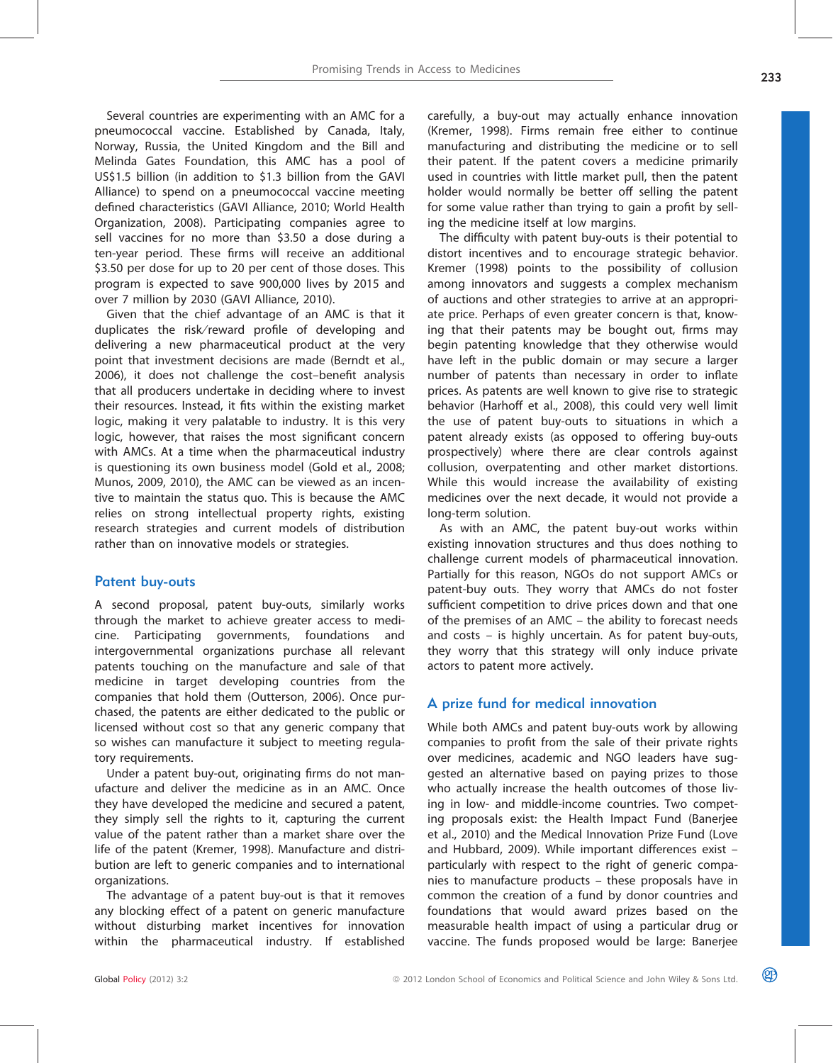Several countries are experimenting with an AMC for a pneumococcal vaccine. Established by Canada, Italy, Norway, Russia, the United Kingdom and the Bill and Melinda Gates Foundation, this AMC has a pool of US$1.5 billion (in addition to $1.3 billion from the GAVI Alliance) to spend on a pneumococcal vaccine meeting defined characteristics (GAVI Alliance, 2010; World Health Organization, 2008). Participating companies agree to sell vaccines for no more than $3.50 a dose during a ten-year period. These firms will receive an additional $3.50 per dose for up to 20 per cent of those doses. This program is expected to save 900,000 lives by 2015 and over 7 million by 2030 (GAVI Alliance, 2010).

Given that the chief advantage of an AMC is that it duplicates the risk/reward profile of developing and delivering a new pharmaceutical product at the very point that investment decisions are made (Berndt et al., 2006), it does not challenge the cost–benefit analysis that all producers undertake in deciding where to invest their resources. Instead, it fits within the existing market logic, making it very palatable to industry. It is this very logic, however, that raises the most significant concern with AMCs. At a time when the pharmaceutical industry is questioning its own business model (Gold et al., 2008; Munos, 2009, 2010), the AMC can be viewed as an incentive to maintain the status quo. This is because the AMC relies on strong intellectual property rights, existing research strategies and current models of distribution rather than on innovative models or strategies.

## Patent buy-outs

A second proposal, patent buy-outs, similarly works through the market to achieve greater access to medicine. Participating governments, foundations and intergovernmental organizations purchase all relevant patents touching on the manufacture and sale of that medicine in target developing countries from the companies that hold them (Outterson, 2006). Once purchased, the patents are either dedicated to the public or licensed without cost so that any generic company that so wishes can manufacture it subject to meeting regulatory requirements.

Under a patent buy-out, originating firms do not manufacture and deliver the medicine as in an AMC. Once they have developed the medicine and secured a patent, they simply sell the rights to it, capturing the current value of the patent rather than a market share over the life of the patent (Kremer, 1998). Manufacture and distribution are left to generic companies and to international organizations.

The advantage of a patent buy-out is that it removes any blocking effect of a patent on generic manufacture without disturbing market incentives for innovation within the pharmaceutical industry. If established carefully, a buy-out may actually enhance innovation (Kremer, 1998). Firms remain free either to continue manufacturing and distributing the medicine or to sell their patent. If the patent covers a medicine primarily used in countries with little market pull, then the patent holder would normally be better off selling the patent for some value rather than trying to gain a profit by selling the medicine itself at low margins.

The difficulty with patent buy-outs is their potential to distort incentives and to encourage strategic behavior. Kremer (1998) points to the possibility of collusion among innovators and suggests a complex mechanism of auctions and other strategies to arrive at an appropriate price. Perhaps of even greater concern is that, knowing that their patents may be bought out, firms may begin patenting knowledge that they otherwise would have left in the public domain or may secure a larger number of patents than necessary in order to inflate prices. As patents are well known to give rise to strategic behavior (Harhoff et al., 2008), this could very well limit the use of patent buy-outs to situations in which a patent already exists (as opposed to offering buy-outs prospectively) where there are clear controls against collusion, overpatenting and other market distortions. While this would increase the availability of existing medicines over the next decade, it would not provide a long-term solution.

As with an AMC, the patent buy-out works within existing innovation structures and thus does nothing to challenge current models of pharmaceutical innovation. Partially for this reason, NGOs do not support AMCs or patent-buy outs. They worry that AMCs do not foster sufficient competition to drive prices down and that one of the premises of an AMC – the ability to forecast needs and costs – is highly uncertain. As for patent buy-outs, they worry that this strategy will only induce private actors to patent more actively.

## A prize fund for medical innovation

While both AMCs and patent buy-outs work by allowing companies to profit from the sale of their private rights over medicines, academic and NGO leaders have suggested an alternative based on paying prizes to those who actually increase the health outcomes of those living in low- and middle-income countries. Two competing proposals exist: the Health Impact Fund (Banerjee et al., 2010) and the Medical Innovation Prize Fund (Love and Hubbard, 2009). While important differences exist – particularly with respect to the right of generic companies to manufacture products – these proposals have in common the creation of a fund by donor countries and foundations that would award prizes based on the measurable health impact of using a particular drug or vaccine. The funds proposed would be large: Banerjee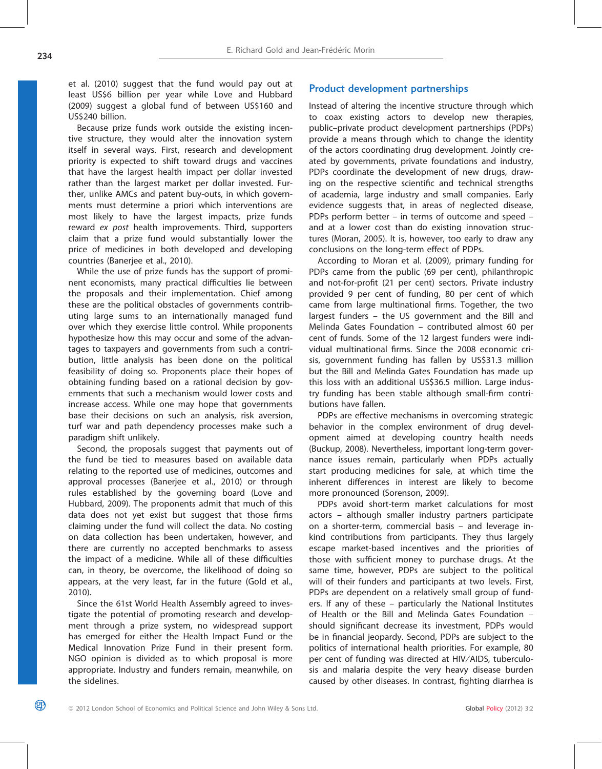et al. (2010) suggest that the fund would pay out at least US$6 billion per year while Love and Hubbard (2009) suggest a global fund of between US$160 and US$240 billion.

Because prize funds work outside the existing incentive structure, they would alter the innovation system itself in several ways. First, research and development priority is expected to shift toward drugs and vaccines that have the largest health impact per dollar invested rather than the largest market per dollar invested. Further, unlike AMCs and patent buy-outs, in which governments must determine a priori which interventions are most likely to have the largest impacts, prize funds reward *ex post* health improvements. Third, supporters claim that a prize fund would substantially lower the price of medicines in both developed and developing countries (Banerjee et al., 2010).

While the use of prize funds has the support of prominent economists, many practical difficulties lie between the proposals and their implementation. Chief among these are the political obstacles of governments contributing large sums to an internationally managed fund over which they exercise little control. While proponents hypothesize how this may occur and some of the advantages to taxpayers and governments from such a contribution, little analysis has been done on the political feasibility of doing so. Proponents place their hopes of obtaining funding based on a rational decision by governments that such a mechanism would lower costs and increase access. While one may hope that governments base their decisions on such an analysis, risk aversion, turf war and path dependency processes make such a paradigm shift unlikely.

Second, the proposals suggest that payments out of the fund be tied to measures based on available data relating to the reported use of medicines, outcomes and approval processes (Banerjee et al., 2010) or through rules established by the governing board (Love and Hubbard, 2009). The proponents admit that much of this data does not yet exist but suggest that those firms claiming under the fund will collect the data. No costing on data collection has been undertaken, however, and there are currently no accepted benchmarks to assess the impact of a medicine. While all of these difficulties can, in theory, be overcome, the likelihood of doing so appears, at the very least, far in the future (Gold et al., 2010).

Since the 61st World Health Assembly agreed to investigate the potential of promoting research and development through a prize system, no widespread support has emerged for either the Health Impact Fund or the Medical Innovation Prize Fund in their present form. NGO opinion is divided as to which proposal is more appropriate. Industry and funders remain, meanwhile, on the sidelines.

## Product development partnerships

Instead of altering the incentive structure through which to coax existing actors to develop new therapies, public–private product development partnerships (PDPs) provide a means through which to change the identity of the actors coordinating drug development. Jointly created by governments, private foundations and industry, PDPs coordinate the development of new drugs, drawing on the respective scientific and technical strengths of academia, large industry and small companies. Early evidence suggests that, in areas of neglected disease, PDPs perform better – in terms of outcome and speed – and at a lower cost than do existing innovation structures (Moran, 2005). It is, however, too early to draw any conclusions on the long-term effect of PDPs.

According to Moran et al. (2009), primary funding for PDPs came from the public (69 per cent), philanthropic and not-for-profit (21 per cent) sectors. Private industry provided 9 per cent of funding, 80 per cent of which came from large multinational firms. Together, the two largest funders – the US government and the Bill and Melinda Gates Foundation – contributed almost 60 per cent of funds. Some of the 12 largest funders were individual multinational firms. Since the 2008 economic crisis, government funding has fallen by US$31.3 million but the Bill and Melinda Gates Foundation has made up this loss with an additional US$36.5 million. Large industry funding has been stable although small-firm contributions have fallen.

PDPs are effective mechanisms in overcoming strategic behavior in the complex environment of drug development aimed at developing country health needs (Buckup, 2008). Nevertheless, important long-term governance issues remain, particularly when PDPs actually start producing medicines for sale, at which time the inherent differences in interest are likely to become more pronounced (Sorenson, 2009).

PDPs avoid short-term market calculations for most actors – although smaller industry partners participate on a shorter-term, commercial basis – and leverage in-kind contributions from participants. They thus largely escape market-based incentives and the priorities of those with sufficient money to purchase drugs. At the same time, however, PDPs are subject to the political will of their funders and participants at two levels. First, PDPs are dependent on a relatively small group of funders. If any of these – particularly the National Institutes of Health or the Bill and Melinda Gates Foundation – should significant decrease its investment, PDPs would be in financial jeopardy. Second, PDPs are subject to the politics of international health priorities. For example, 80 per cent of funding was directed at HIV/AIDS, tuberculosis and malaria despite the very heavy disease burden caused by other diseases. In contrast, fighting diarrhea is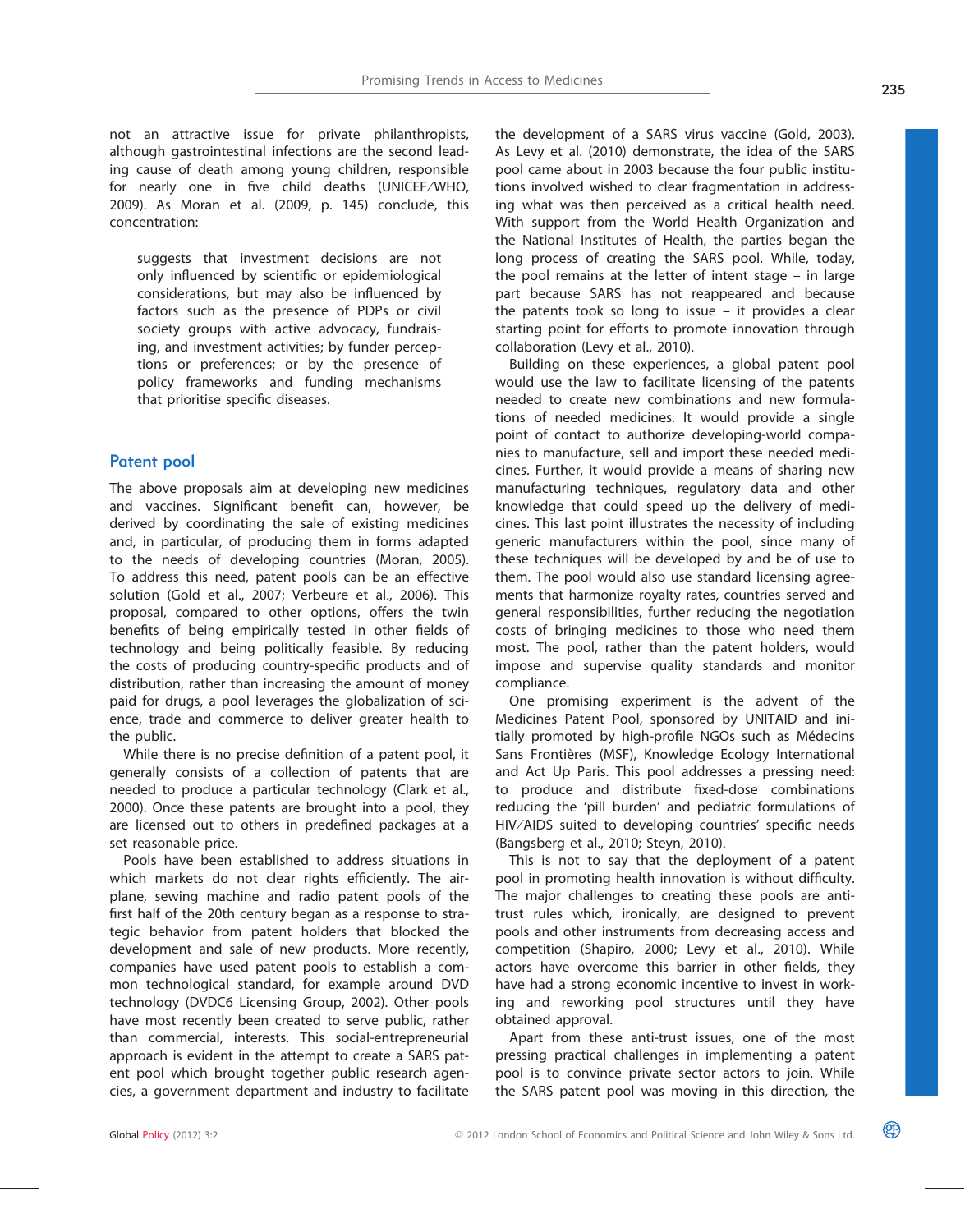not an attractive issue for private philanthropists, although gastrointestinal infections are the second leading cause of death among young children, responsible for nearly one in five child deaths (UNICEF/WHO, 2009). As Moran et al. (2009, p. 145) conclude, this concentration:

> suggests that investment decisions are not only influenced by scientific or epidemiological considerations, but may also be influenced by factors such as the presence of PDPs or civil society groups with active advocacy, fundraising, and investment activities; by funder perceptions or preferences; or by the presence of policy frameworks and funding mechanisms that prioritise specific diseases.

## Patent pool

The above proposals aim at developing new medicines and vaccines. Significant benefit can, however, be derived by coordinating the sale of existing medicines and, in particular, of producing them in forms adapted to the needs of developing countries (Moran, 2005). To address this need, patent pools can be an effective solution (Gold et al., 2007; Verbeure et al., 2006). This proposal, compared to other options, offers the twin benefits of being empirically tested in other fields of technology and being politically feasible. By reducing the costs of producing country-specific products and of distribution, rather than increasing the amount of money paid for drugs, a pool leverages the globalization of science, trade and commerce to deliver greater health to the public.

While there is no precise definition of a patent pool, it generally consists of a collection of patents that are needed to produce a particular technology (Clark et al., 2000). Once these patents are brought into a pool, they are licensed out to others in predefined packages at a set reasonable price.

Pools have been established to address situations in which markets do not clear rights efficiently. The airplane, sewing machine and radio patent pools of the first half of the 20th century began as a response to strategic behavior from patent holders that blocked the development and sale of new products. More recently, companies have used patent pools to establish a common technological standard, for example around DVD technology (DVDC6 Licensing Group, 2002). Other pools have most recently been created to serve public, rather than commercial, interests. This social-entrepreneurial approach is evident in the attempt to create a SARS patent pool which brought together public research agencies, a government department and industry to facilitate the development of a SARS virus vaccine (Gold, 2003). As Levy et al. (2010) demonstrate, the idea of the SARS pool came about in 2003 because the four public institutions involved wished to clear fragmentation in addressing what was then perceived as a critical health need. With support from the World Health Organization and the National Institutes of Health, the parties began the long process of creating the SARS pool. While, today, the pool remains at the letter of intent stage – in large part because SARS has not reappeared and because the patents took so long to issue – it provides a clear starting point for efforts to promote innovation through collaboration (Levy et al., 2010).

Building on these experiences, a global patent pool would use the law to facilitate licensing of the patents needed to create new combinations and new formulations of needed medicines. It would provide a single point of contact to authorize developing-world companies to manufacture, sell and import these needed medicines. Further, it would provide a means of sharing new manufacturing techniques, regulatory data and other knowledge that could speed up the delivery of medicines. This last point illustrates the necessity of including generic manufacturers within the pool, since many of these techniques will be developed by and be of use to them. The pool would also use standard licensing agreements that harmonize royalty rates, countries served and general responsibilities, further reducing the negotiation costs of bringing medicines to those who need them most. The pool, rather than the patent holders, would impose and supervise quality standards and monitor compliance.

One promising experiment is the advent of the Medicines Patent Pool, sponsored by UNITAID and initially promoted by high-profile NGOs such as Médecins Sans Frontières (MSF), Knowledge Ecology International and Act Up Paris. This pool addresses a pressing need: to produce and distribute fixed-dose combinations reducing the 'pill burden' and pediatric formulations of HIV/AIDS suited to developing countries' specific needs (Bangsberg et al., 2010; Steyn, 2010).

This is not to say that the deployment of a patent pool in promoting health innovation is without difficulty. The major challenges to creating these pools are anti-trust rules which, ironically, are designed to prevent pools and other instruments from decreasing access and competition (Shapiro, 2000; Levy et al., 2010). While actors have overcome this barrier in other fields, they have had a strong economic incentive to invest in working and reworking pool structures until they have obtained approval.

Apart from these anti-trust issues, one of the most pressing practical challenges in implementing a patent pool is to convince private sector actors to join. While the SARS patent pool was moving in this direction, the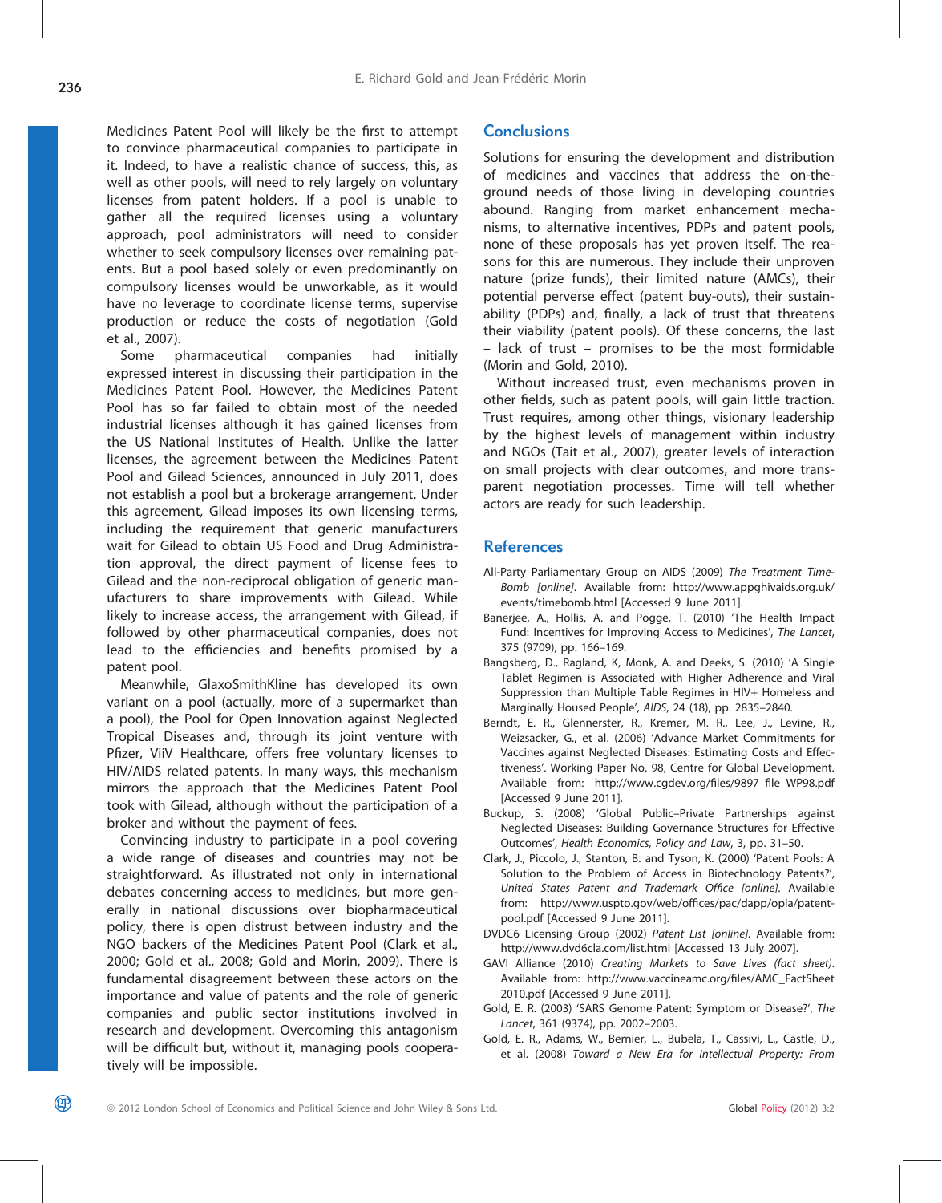Medicines Patent Pool will likely be the first to attempt to convince pharmaceutical companies to participate in it. Indeed, to have a realistic chance of success, this, as well as other pools, will need to rely largely on voluntary licenses from patent holders. If a pool is unable to gather all the required licenses using a voluntary approach, pool administrators will need to consider whether to seek compulsory licenses over remaining patents. But a pool based solely or even predominantly on compulsory licenses would be unworkable, as it would have no leverage to coordinate license terms, supervise production or reduce the costs of negotiation (Gold et al., 2007).

Some pharmaceutical companies had initially expressed interest in discussing their participation in the Medicines Patent Pool. However, the Medicines Patent Pool has so far failed to obtain most of the needed industrial licenses although it has gained licenses from the US National Institutes of Health. Unlike the latter licenses, the agreement between the Medicines Patent Pool and Gilead Sciences, announced in July 2011, does not establish a pool but a brokerage arrangement. Under this agreement, Gilead imposes its own licensing terms, including the requirement that generic manufacturers wait for Gilead to obtain US Food and Drug Administration approval, the direct payment of license fees to Gilead and the non-reciprocal obligation of generic manufacturers to share improvements with Gilead. While likely to increase access, the arrangement with Gilead, if followed by other pharmaceutical companies, does not lead to the efficiencies and benefits promised by a patent pool.

Meanwhile, GlaxoSmithKline has developed its own variant on a pool (actually, more of a supermarket than a pool), the Pool for Open Innovation against Neglected Tropical Diseases and, through its joint venture with Pfizer, ViiV Healthcare, offers free voluntary licenses to HIV/AIDS related patents. In many ways, this mechanism mirrors the approach that the Medicines Patent Pool took with Gilead, although without the participation of a broker and without the payment of fees.

Convincing industry to participate in a pool covering a wide range of diseases and countries may not be straightforward. As illustrated not only in international debates concerning access to medicines, but more generally in national discussions over biopharmaceutical policy, there is open distrust between industry and the NGO backers of the Medicines Patent Pool (Clark et al., 2000; Gold et al., 2008; Gold and Morin, 2009). There is fundamental disagreement between these actors on the importance and value of patents and the role of generic companies and public sector institutions involved in research and development. Overcoming this antagonism will be difficult but, without it, managing pools cooperatively will be impossible.

## Conclusions

Solutions for ensuring the development and distribution of medicines and vaccines that address the on-the-ground needs of those living in developing countries abound. Ranging from market enhancement mechanisms, to alternative incentives, PDPs and patent pools, none of these proposals has yet proven itself. The reasons for this are numerous. They include their unproven nature (prize funds), their limited nature (AMCs), their potential perverse effect (patent buy-outs), their sustainability (PDPs) and, finally, a lack of trust that threatens their viability (patent pools). Of these concerns, the last – lack of trust – promises to be the most formidable (Morin and Gold, 2010).

Without increased trust, even mechanisms proven in other fields, such as patent pools, will gain little traction. Trust requires, among other things, visionary leadership by the highest levels of management within industry and NGOs (Tait et al., 2007), greater levels of interaction on small projects with clear outcomes, and more transparent negotiation processes. Time will tell whether actors are ready for such leadership.

## References

All-Party Parliamentary Group on AIDS (2009) *The Treatment Time-Bomb [online]*. Available from: http://www.appghivaids.org.uk/events/timebomb.html [Accessed 9 June 2011].

Banerjee, A., Hollis, A. and Pogge, T. (2010) 'The Health Impact Fund: Incentives for Improving Access to Medicines', *The Lancet*, 375 (9709), pp. 166–169.

Bangsberg, D., Ragland, K, Monk, A. and Deeks, S. (2010) 'A Single Tablet Regimen is Associated with Higher Adherence and Viral Suppression than Multiple Table Regimes in HIV+ Homeless and Marginally Housed People', *AIDS*, 24 (18), pp. 2835–2840.

Berndt, E. R., Glennerster, R., Kremer, M. R., Lee, J., Levine, R., Weizsacker, G., et al. (2006) 'Advance Market Commitments for Vaccines against Neglected Diseases: Estimating Costs and Effectiveness'. Working Paper No. 98, Centre for Global Development. Available from: http://www.cgdev.org/files/9897_file_WP98.pdf [Accessed 9 June 2011].

Buckup, S. (2008) 'Global Public–Private Partnerships against Neglected Diseases: Building Governance Structures for Effective Outcomes', *Health Economics, Policy and Law*, 3, pp. 31–50.

Clark, J., Piccolo, J., Stanton, B. and Tyson, K. (2000) 'Patent Pools: A Solution to the Problem of Access in Biotechnology Patents?', *United States Patent and Trademark Office [online]*. Available from: http://www.uspto.gov/web/offices/pac/dapp/opla/patentpool.pdf [Accessed 9 June 2011].

DVDC6 Licensing Group (2002) *Patent List [online]*. Available from: http://www.dvd6cla.com/list.html [Accessed 13 July 2007].

GAVI Alliance (2010) *Creating Markets to Save Lives (fact sheet)*. Available from: http://www.vaccineamc.org/files/AMC_FactSheet2010.pdf [Accessed 9 June 2011].

Gold, E. R. (2003) 'SARS Genome Patent: Symptom or Disease?', *The Lancet*, 361 (9374), pp. 2002–2003.

Gold, E. R., Adams, W., Bernier, L., Bubela, T., Cassivi, L., Castle, D., et al. (2008) *Toward a New Era for Intellectual Property: From*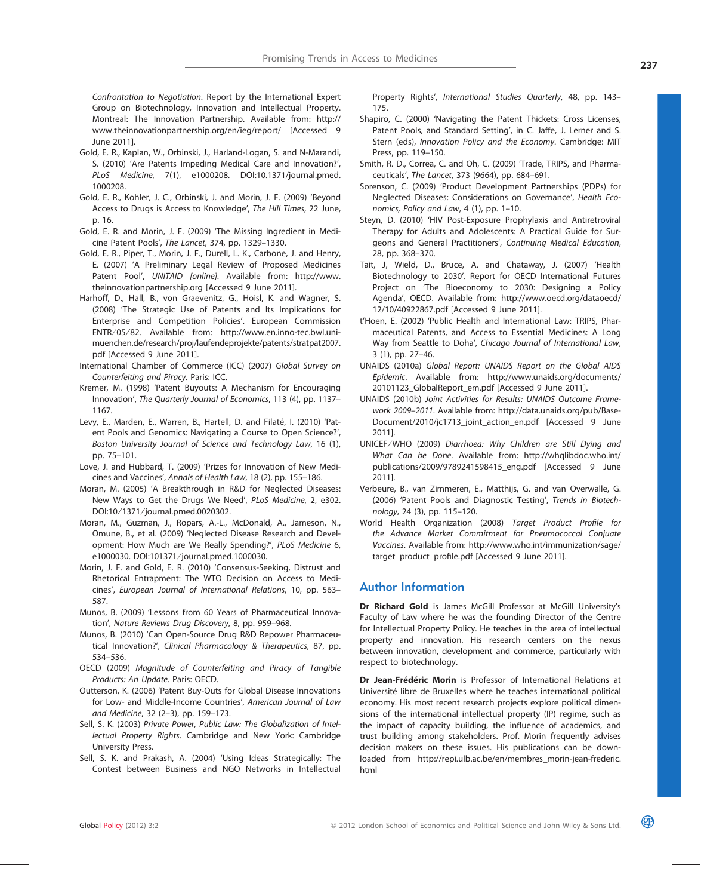Confrontation to Negotiation. Report by the International Expert Group on Biotechnology, Innovation and Intellectual Property. Montreal: The Innovation Partnership. Available from: http://www.theinnovationpartnership.org/en/ieg/report/ [Accessed 9 June 2011].

Gold, E. R., Kaplan, W., Orbinski, J., Harland-Logan, S. and N-Marandi, S. (2010) 'Are Patents Impeding Medical Care and Innovation?', *PLoS Medicine*, 7(1), e1000208. DOI:10.1371/journal.pmed.1000208.

Gold, E. R., Kohler, J. C., Orbinski, J. and Morin, J. F. (2009) 'Beyond Access to Drugs is Access to Knowledge', *The Hill Times*, 22 June, p. 16.

Gold, E. R. and Morin, J. F. (2009) 'The Missing Ingredient in Medicine Patent Pools', *The Lancet*, 374, pp. 1329–1330.

Gold, E. R., Piper, T., Morin, J. F., Durell, L. K., Carbone, J. and Henry, E. (2007) 'A Preliminary Legal Review of Proposed Medicines Patent Pool', *UNITAID [online]*. Available from: http://www.theinnovationpartnership.org [Accessed 9 June 2011].

Harhoff, D., Hall, B., von Graevenitz, G., Hoisl, K. and Wagner, S. (2008) 'The Strategic Use of Patents and Its Implications for Enterprise and Competition Policies'. European Commission ENTR/05/82. Available from: http://www.en.inno-tec.bwl.uni-muenchen.de/research/proj/laufendeprojekte/patents/stratpat2007.pdf [Accessed 9 June 2011].

International Chamber of Commerce (ICC) (2007) *Global Survey on Counterfeiting and Piracy*. Paris: ICC.

Kremer, M. (1998) 'Patent Buyouts: A Mechanism for Encouraging Innovation', *The Quarterly Journal of Economics*, 113 (4), pp. 1137–1167.

Levy, E., Marden, E., Warren, B., Hartell, D. and Filaté, I. (2010) 'Patent Pools and Genomics: Navigating a Course to Open Science?', *Boston University Journal of Science and Technology Law*, 16 (1), pp. 75–101.

Love, J. and Hubbard, T. (2009) 'Prizes for Innovation of New Medicines and Vaccines', *Annals of Health Law*, 18 (2), pp. 155–186.

Moran, M. (2005) 'A Breakthrough in R&D for Neglected Diseases: New Ways to Get the Drugs We Need', *PLoS Medicine*, 2, e302. DOI:10/1371/journal.pmed.0020302.

Moran, M., Guzman, J., Ropars, A.-L., McDonald, A., Jameson, N., Omune, B., et al. (2009) 'Neglected Disease Research and Development: How Much are We Really Spending?', *PLoS Medicine* 6, e1000030. DOI:101371/journal.pmed.1000030.

Morin, J. F. and Gold, E. R. (2010) 'Consensus-Seeking, Distrust and Rhetorical Entrapment: The WTO Decision on Access to Medicines', *European Journal of International Relations*, 10, pp. 563–587.

Munos, B. (2009) 'Lessons from 60 Years of Pharmaceutical Innovation', *Nature Reviews Drug Discovery*, 8, pp. 959–968.

Munos, B. (2010) 'Can Open-Source Drug R&D Repower Pharmaceutical Innovation?', *Clinical Pharmacology & Therapeutics*, 87, pp. 534–536.

OECD (2009) *Magnitude of Counterfeiting and Piracy of Tangible Products: An Update*. Paris: OECD.

Outterson, K. (2006) 'Patent Buy-Outs for Global Disease Innovations for Low- and Middle-Income Countries', *American Journal of Law and Medicine*, 32 (2–3), pp. 159–173.

Sell, S. K. (2003) *Private Power, Public Law: The Globalization of Intellectual Property Rights*. Cambridge and New York: Cambridge University Press.

Sell, S. K. and Prakash, A. (2004) 'Using Ideas Strategically: The Contest between Business and NGO Networks in Intellectual Property Rights', *International Studies Quarterly*, 48, pp. 143–175.

Shapiro, C. (2000) 'Navigating the Patent Thickets: Cross Licenses, Patent Pools, and Standard Setting', in C. Jaffe, J. Lerner and S. Stern (eds), *Innovation Policy and the Economy*. Cambridge: MIT Press, pp. 119–150.

Smith, R. D., Correa, C. and Oh, C. (2009) 'Trade, TRIPS, and Pharmaceuticals', *The Lancet*, 373 (9664), pp. 684–691.

Sorenson, C. (2009) 'Product Development Partnerships (PDPs) for Neglected Diseases: Considerations on Governance', *Health Economics, Policy and Law*, 4 (1), pp. 1–10.

Steyn, D. (2010) 'HIV Post-Exposure Prophylaxis and Antiretroviral Therapy for Adults and Adolescents: A Practical Guide for Surgeons and General Practitioners', *Continuing Medical Education*, 28, pp. 368–370.

Tait, J, Wield, D., Bruce, A. and Chataway, J. (2007) 'Health Biotechnology to 2030'. Report for OECD International Futures Project on 'The Bioeconomy to 2030: Designing a Policy Agenda', OECD. Available from: http://www.oecd.org/dataoecd/12/10/40922867.pdf [Accessed 9 June 2011].

t'Hoen, E. (2002) 'Public Health and International Law: TRIPS, Pharmaceutical Patents, and Access to Essential Medicines: A Long Way from Seattle to Doha', *Chicago Journal of International Law*, 3 (1), pp. 27–46.

UNAIDS (2010a) *Global Report: UNAIDS Report on the Global AIDS Epidemic*. Available from: http://www.unaids.org/documents/20101123_GlobalReport_em.pdf [Accessed 9 June 2011].

UNAIDS (2010b) *Joint Activities for Results: UNAIDS Outcome Framework 2009–2011*. Available from: http://data.unaids.org/pub/BaseDocument/2010/jc1713_joint_action_en.pdf [Accessed 9 June 2011].

UNICEF/WHO (2009) *Diarrhoea: Why Children are Still Dying and What Can be Done*. Available from: http://whqlibdoc.who.int/publications/2009/9789241598415_eng.pdf [Accessed 9 June 2011].

Verbeure, B., van Zimmeren, E., Matthijs, G. and van Overwalle, G. (2006) 'Patent Pools and Diagnostic Testing', *Trends in Biotechnology*, 24 (3), pp. 115–120.

World Health Organization (2008) *Target Product Profile for the Advance Market Commitment for Pneumococcal Conjuate Vaccines*. Available from: http://www.who.int/immunization/sage/target_product_profile.pdf [Accessed 9 June 2011].

## Author Information

**Dr Richard Gold** is James McGill Professor at McGill University's Faculty of Law where he was the founding Director of the Centre for Intellectual Property Policy. He teaches in the area of intellectual property and innovation. His research centers on the nexus between innovation, development and commerce, particularly with respect to biotechnology.

**Dr Jean-Frédéric Morin** is Professor of International Relations at Université libre de Bruxelles where he teaches international political economy. His most recent research projects explore political dimensions of the international intellectual property (IP) regime, such as the impact of capacity building, the influence of academics, and trust building among stakeholders. Prof. Morin frequently advises decision makers on these issues. His publications can be downloaded from http://repi.ulb.ac.be/en/membres_morin-jean-frederic.html